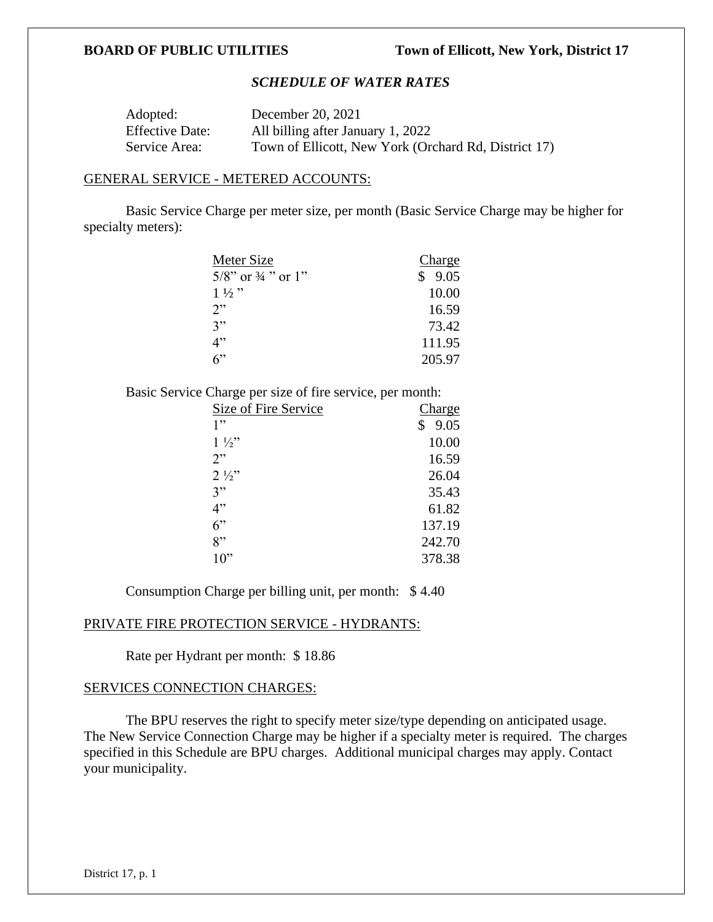**BOARD OF PUBLIC UTILITIES** **Town of Ellicott, New York, District 17**

***SCHEDULE OF WATER RATES***

| | |
|---|---|
| Adopted: | December 20, 2021 |
| Effective Date: | All billing after January 1, 2022 |
| Service Area: | Town of Ellicott, New York (Orchard Rd, District 17) |

GENERAL SERVICE - METERED ACCOUNTS:

Basic Service Charge per meter size, per month (Basic Service Charge may be higher for specialty meters):

| Meter Size | Charge |
|---|---|
| 5/8” or ¾ ” or 1” | $ 9.05 |
| 1 ½ ” | 10.00 |
| 2” | 16.59 |
| 3” | 73.42 |
| 4” | 111.95 |
| 6” | 205.97 |

Basic Service Charge per size of fire service, per month:

| Size of Fire Service | Charge |
|---|---|
| 1” | $ 9.05 |
| 1 ½” | 10.00 |
| 2” | 16.59 |
| 2 ½” | 26.04 |
| 3” | 35.43 |
| 4” | 61.82 |
| 6” | 137.19 |
| 8” | 242.70 |
| 10” | 378.38 |

Consumption Charge per billing unit, per month: $ 4.40

PRIVATE FIRE PROTECTION SERVICE - HYDRANTS:

Rate per Hydrant per month: $ 18.86

SERVICES CONNECTION CHARGES:

The BPU reserves the right to specify meter size/type depending on anticipated usage. The New Service Connection Charge may be higher if a specialty meter is required. The charges specified in this Schedule are BPU charges. Additional municipal charges may apply. Contact your municipality.

District 17, p. 1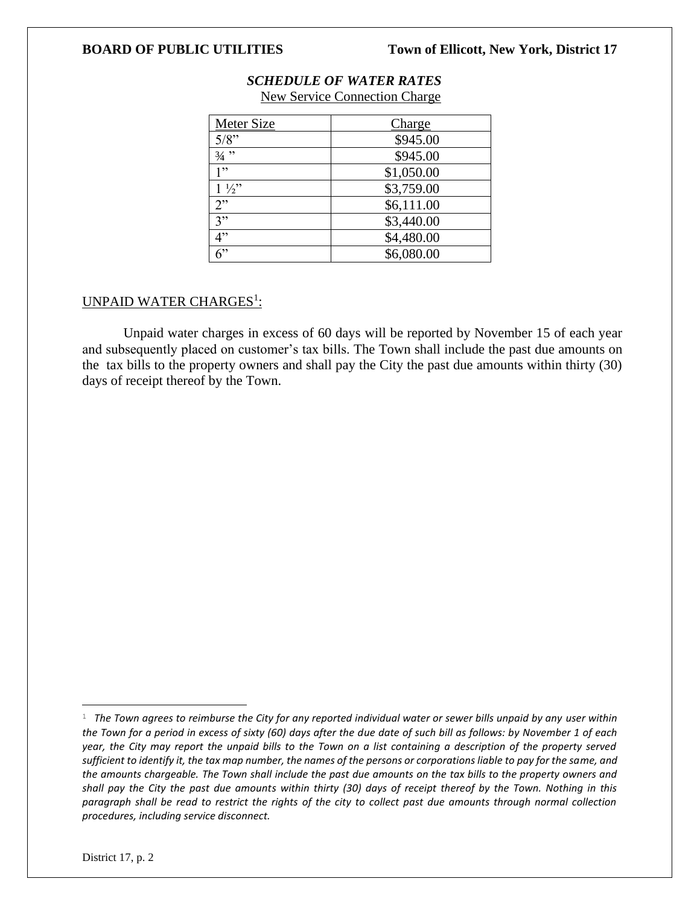## *SCHEDULE OF WATER RATES*

New Service Connection Charge

| Meter Size | Charge |
|---|---|
| 5/8" | $945.00 |
| ¾ " | $945.00 |
| 1" | $1,050.00 |
| 1 ½" | $3,759.00 |
| 2" | $6,111.00 |
| 3" | $3,440.00 |
| 4" | $4,480.00 |
| 6" | $6,080.00 |

UNPAID WATER CHARGES[1]:

Unpaid water charges in excess of 60 days will be reported by November 15 of each year and subsequently placed on customer's tax bills. The Town shall include the past due amounts on the tax bills to the property owners and shall pay the City the past due amounts within thirty (30) days of receipt thereof by the Town.

---

[1] *The Town agrees to reimburse the City for any reported individual water or sewer bills unpaid by any user within the Town for a period in excess of sixty (60) days after the due date of such bill as follows: by November 1 of each year, the City may report the unpaid bills to the Town on a list containing a description of the property served sufficient to identify it, the tax map number, the names of the persons or corporations liable to pay for the same, and the amounts chargeable. The Town shall include the past due amounts on the tax bills to the property owners and shall pay the City the past due amounts within thirty (30) days of receipt thereof by the Town. Nothing in this paragraph shall be read to restrict the rights of the city to collect past due amounts through normal collection procedures, including service disconnect.*